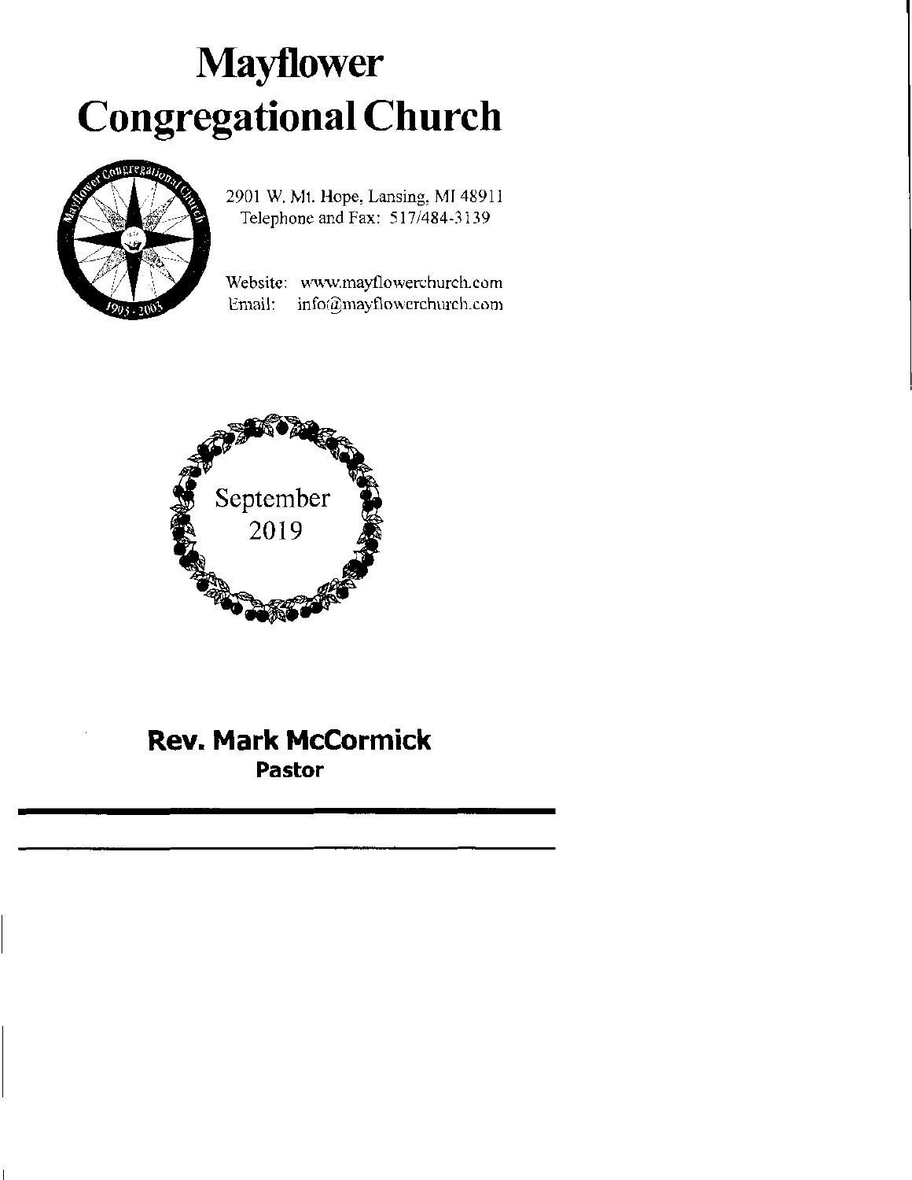# Mayflower Congregational Church

2901 W. Mt. Hope, Lansing, MI 48911
Telephone and Fax: 517/484-3139

Website: www.mayflowerchurch.com
Email: info@mayflowerchurch.com

September
2019

**Rev. Mark McCormick**
**Pastor**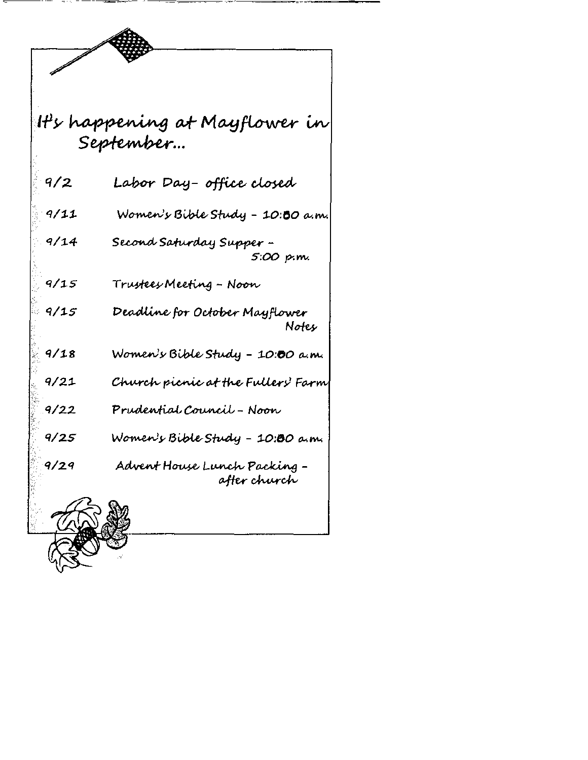# It's happening at Mayflower in September...

| | |
|---|---|
| 9/2 | Labor Day- office closed |
| 9/11 | Women's Bible Study - 10:00 a.m. |
| 9/14 | Second Saturday Supper - 5:00 p.m. |
| 9/15 | Trustees Meeting - Noon |
| 9/15 | Deadline for October Mayflower Notes |
| 9/18 | Women's Bible Study - 10:00 a.m. |
| 9/21 | Church picnic at the Fullers' Farm |
| 9/22 | Prudential Council - Noon |
| 9/25 | Women's Bible Study - 10:00 a.m. |
| 9/29 | Advent House Lunch Packing - after church |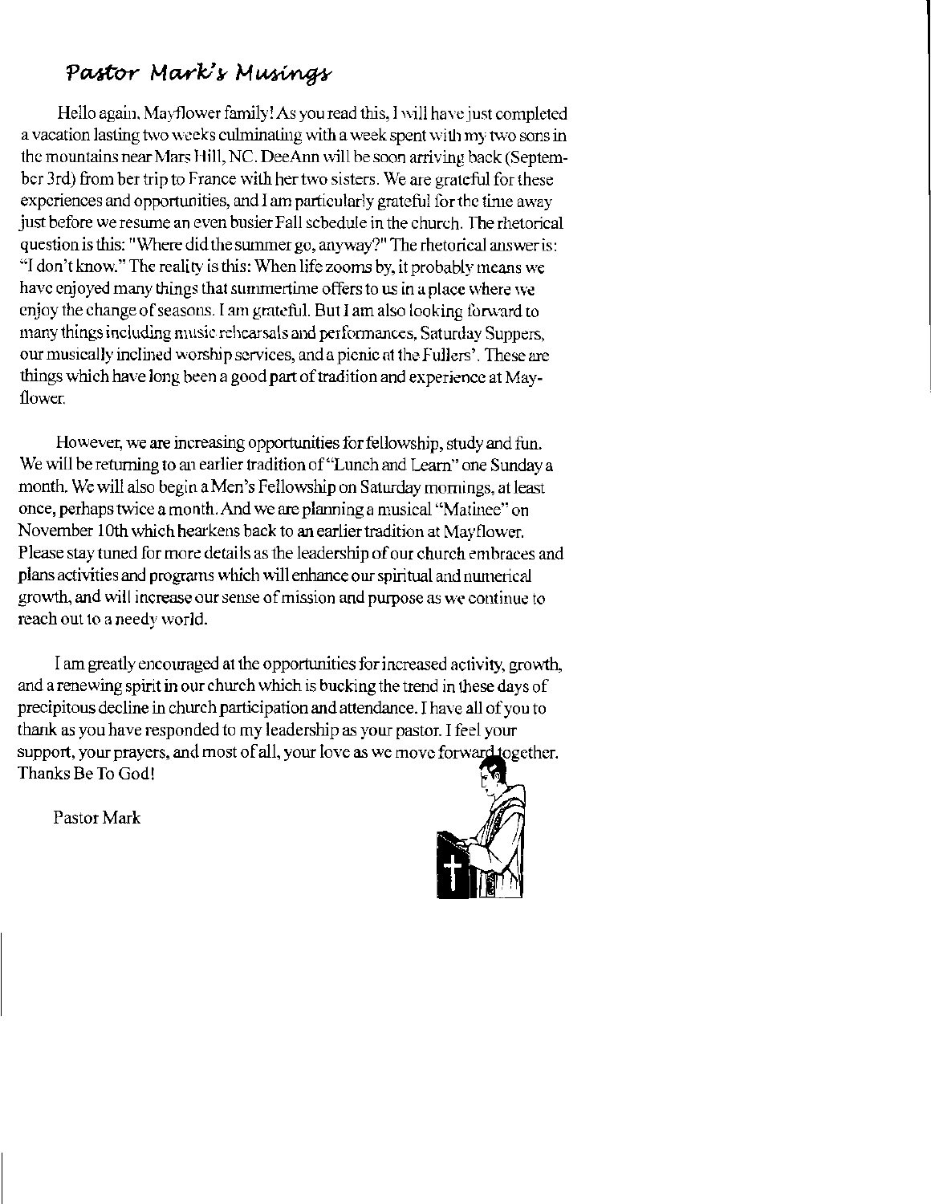## Pastor Mark's Musings

Hello again, Mayflower family! As you read this, I will have just completed a vacation lasting two weeks culminating with a week spent with my two sons in the mountains near Mars Hill, NC. DeeAnn will be soon arriving back (September 3rd) from her trip to France with her two sisters. We are grateful for these experiences and opportunities, and I am particularly grateful for the time away just before we resume an even busier Fall schedule in the church. The rhetorical question is this: "Where did the summer go, anyway?" The rhetorical answer is: "I don't know." The reality is this: When life zooms by, it probably means we have enjoyed many things that summertime offers to us in a place where we enjoy the change of seasons. I am grateful. But I am also looking forward to many things including music rehearsals and performances, Saturday Suppers, our musically inclined worship services, and a picnic at the Fullers'. These are things which have long been a good part of tradition and experience at Mayflower.

However, we are increasing opportunities for fellowship, study and fun. We will be returning to an earlier tradition of "Lunch and Learn" one Sunday a month. We will also begin a Men's Fellowship on Saturday mornings, at least once, perhaps twice a month. And we are planning a musical "Matinee" on November 10th which hearkens back to an earlier tradition at Mayflower. Please stay tuned for more details as the leadership of our church embraces and plans activities and programs which will enhance our spiritual and numerical growth, and will increase our sense of mission and purpose as we continue to reach out to a needy world.

I am greatly encouraged at the opportunities for increased activity, growth, and a renewing spirit in our church which is bucking the trend in these days of precipitous decline in church participation and attendance. I have all of you to thank as you have responded to my leadership as your pastor. I feel your support, your prayers, and most of all, your love as we move forward together. Thanks Be To God!

Pastor Mark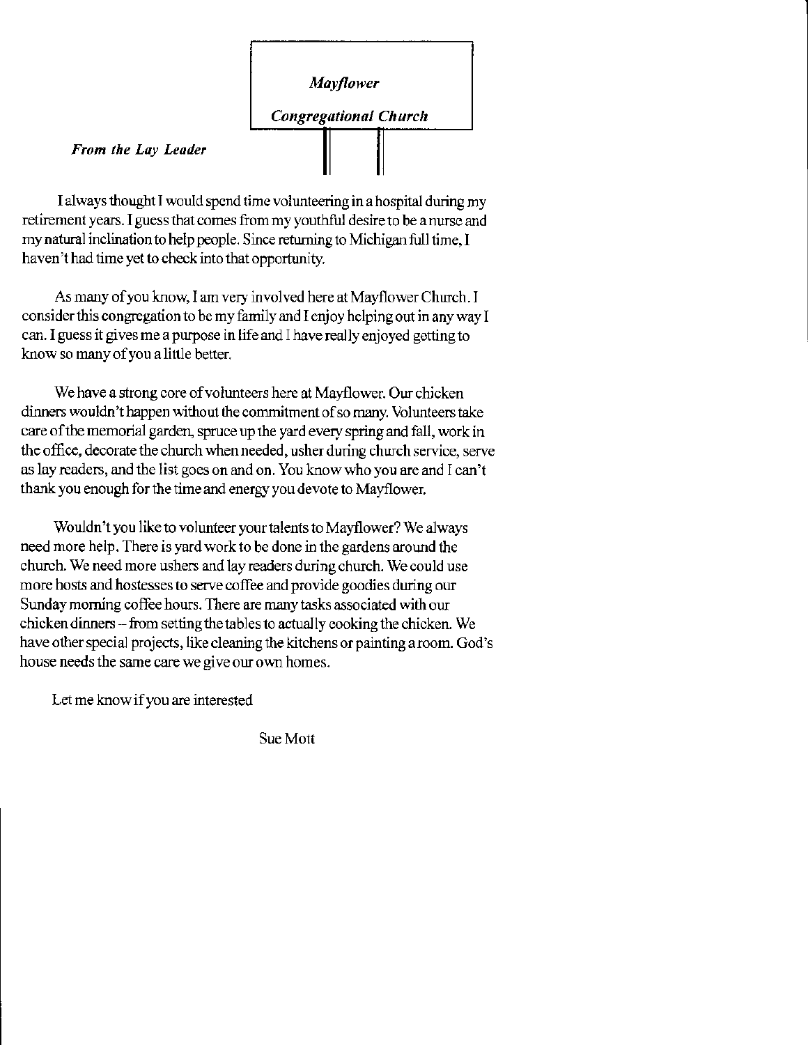*Mayflower*

*Congregational Church*

***From the Lay Leader***

I always thought I would spend time volunteering in a hospital during my retirement years. I guess that comes from my youthful desire to be a nurse and my natural inclination to help people. Since returning to Michigan full time, I haven't had time yet to check into that opportunity.

As many of you know, I am very involved here at Mayflower Church. I consider this congregation to be my family and I enjoy helping out in any way I can. I guess it gives me a purpose in life and I have really enjoyed getting to know so many of you a little better.

We have a strong core of volunteers here at Mayflower. Our chicken dinners wouldn't happen without the commitment of so many. Volunteers take care of the memorial garden, spruce up the yard every spring and fall, work in the office, decorate the church when needed, usher during church service, serve as lay readers, and the list goes on and on. You know who you are and I can't thank you enough for the time and energy you devote to Mayflower.

Wouldn't you like to volunteer your talents to Mayflower? We always need more help. There is yard work to be done in the gardens around the church. We need more ushers and lay readers during church. We could use more hosts and hostesses to serve coffee and provide goodies during our Sunday morning coffee hours. There are many tasks associated with our chicken dinners – from setting the tables to actually cooking the chicken. We have other special projects, like cleaning the kitchens or painting a room. God's house needs the same care we give our own homes.

Let me know if you are interested

Sue Mott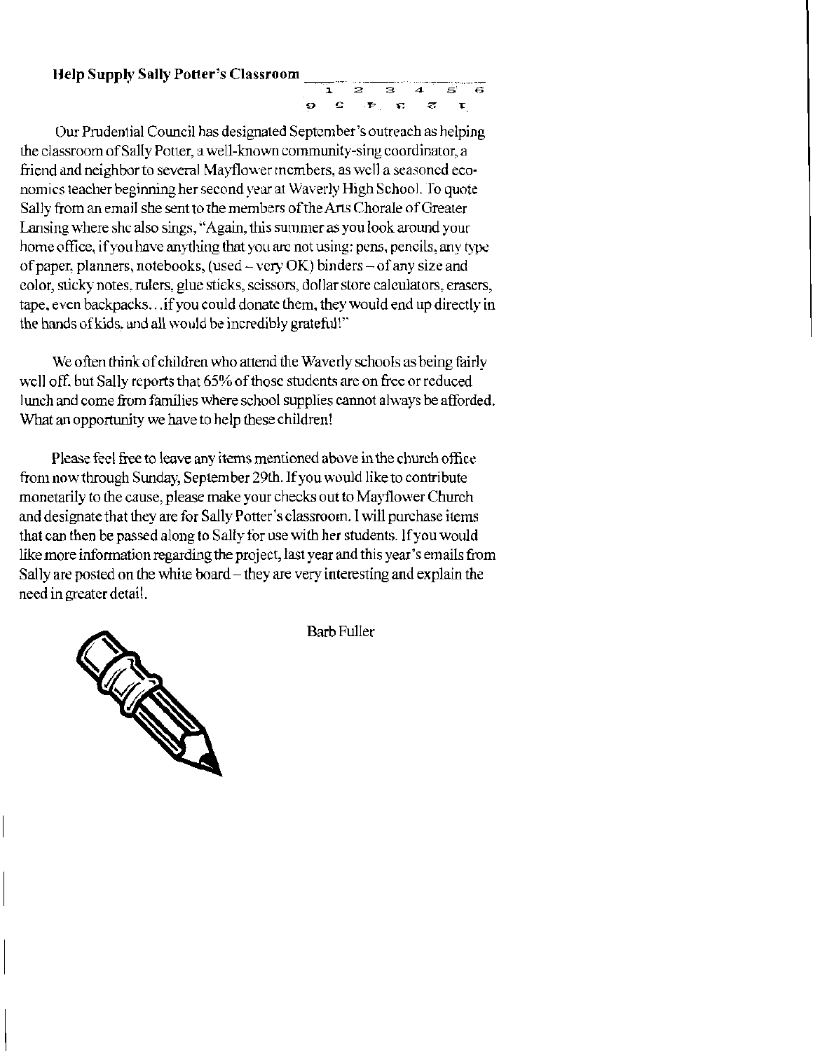**Help Supply Sally Potter's Classroom**

Our Prudential Council has designated September's outreach as helping the classroom of Sally Potter, a well-known community-sing coordinator, a friend and neighbor to several Mayflower members, as well a seasoned economics teacher beginning her second year at Waverly High School. To quote Sally from an email she sent to the members of the Arts Chorale of Greater Lansing where she also sings, "Again, this summer as you look around your home office, if you have anything that you are not using: pens, pencils, any type of paper, planners, notebooks, (used – very OK) binders – of any size and color, sticky notes, rulers, glue sticks, scissors, dollar store calculators, erasers, tape, even backpacks…if you could donate them, they would end up directly in the hands of kids, and all would be incredibly grateful!"

We often think of children who attend the Waverly schools as being fairly well off, but Sally reports that 65% of those students are on free or reduced lunch and come from families where school supplies cannot always be afforded. What an opportunity we have to help these children!

Please feel free to leave any items mentioned above in the church office from now through Sunday, September 29th. If you would like to contribute monetarily to the cause, please make your checks out to Mayflower Church and designate that they are for Sally Potter's classroom. I will purchase items that can then be passed along to Sally for use with her students. If you would like more information regarding the project, last year and this year's emails from Sally are posted on the white board – they are very interesting and explain the need in greater detail.

Barb Fuller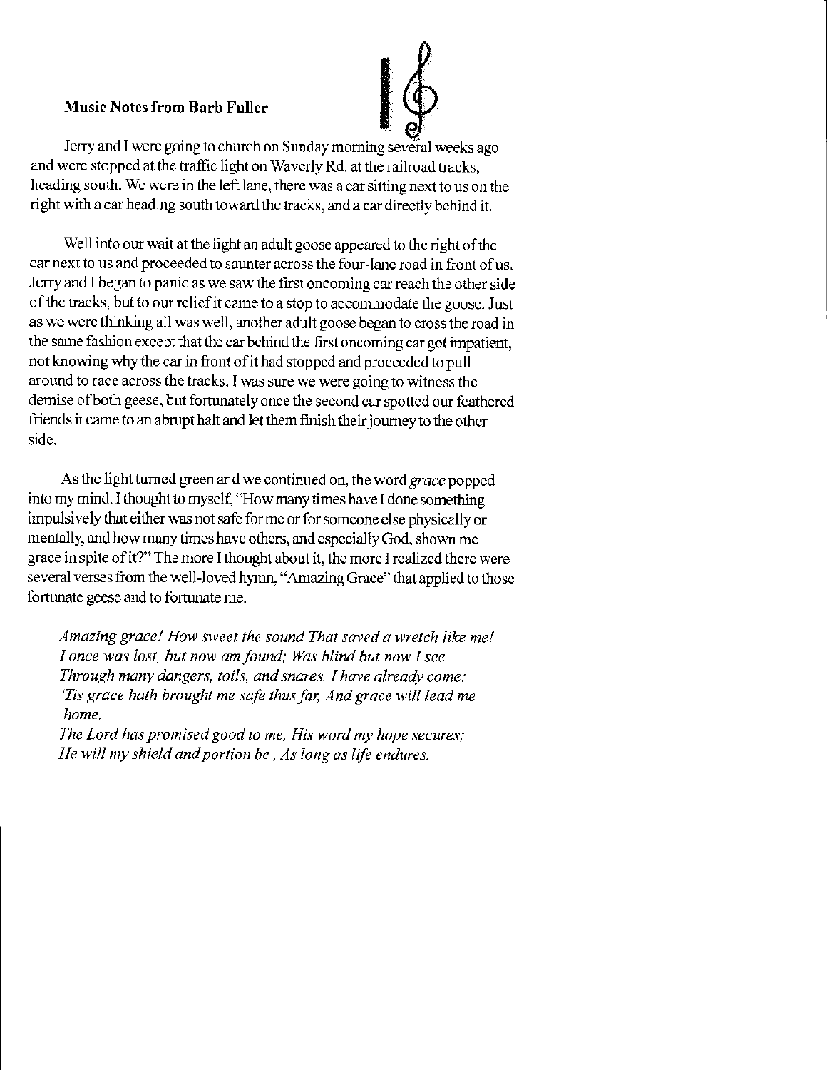**Music Notes from Barb Fuller**

Jerry and I were going to church on Sunday morning several weeks ago and were stopped at the traffic light on Waverly Rd. at the railroad tracks, heading south. We were in the left lane, there was a car sitting next to us on the right with a car heading south toward the tracks, and a car directly behind it.

Well into our wait at the light an adult goose appeared to the right of the car next to us and proceeded to saunter across the four-lane road in front of us. Jerry and I began to panic as we saw the first oncoming car reach the other side of the tracks, but to our relief it came to a stop to accommodate the goose. Just as we were thinking all was well, another adult goose began to cross the road in the same fashion except that the car behind the first oncoming car got impatient, not knowing why the car in front of it had stopped and proceeded to pull around to race across the tracks. I was sure we were going to witness the demise of both geese, but fortunately once the second car spotted our feathered friends it came to an abrupt halt and let them finish their journey to the other side.

As the light turned green and we continued on, the word *grace* popped into my mind. I thought to myself, "How many times have I done something impulsively that either was not safe for me or for someone else physically or mentally, and how many times have others, and especially God, shown me grace in spite of it?" The more I thought about it, the more I realized there were several verses from the well-loved hymn, "Amazing Grace" that applied to those fortunate geese and to fortunate me.

*Amazing grace! How sweet the sound That saved a wretch like me!*
*I once was lost, but now am found; Was blind but now I see.*
*Through many dangers, toils, and snares, I have already come;*
*'Tis grace hath brought me safe thus far, And grace will lead me home.*
*The Lord has promised good to me, His word my hope secures;*
*He will my shield and portion be , As long as life endures.*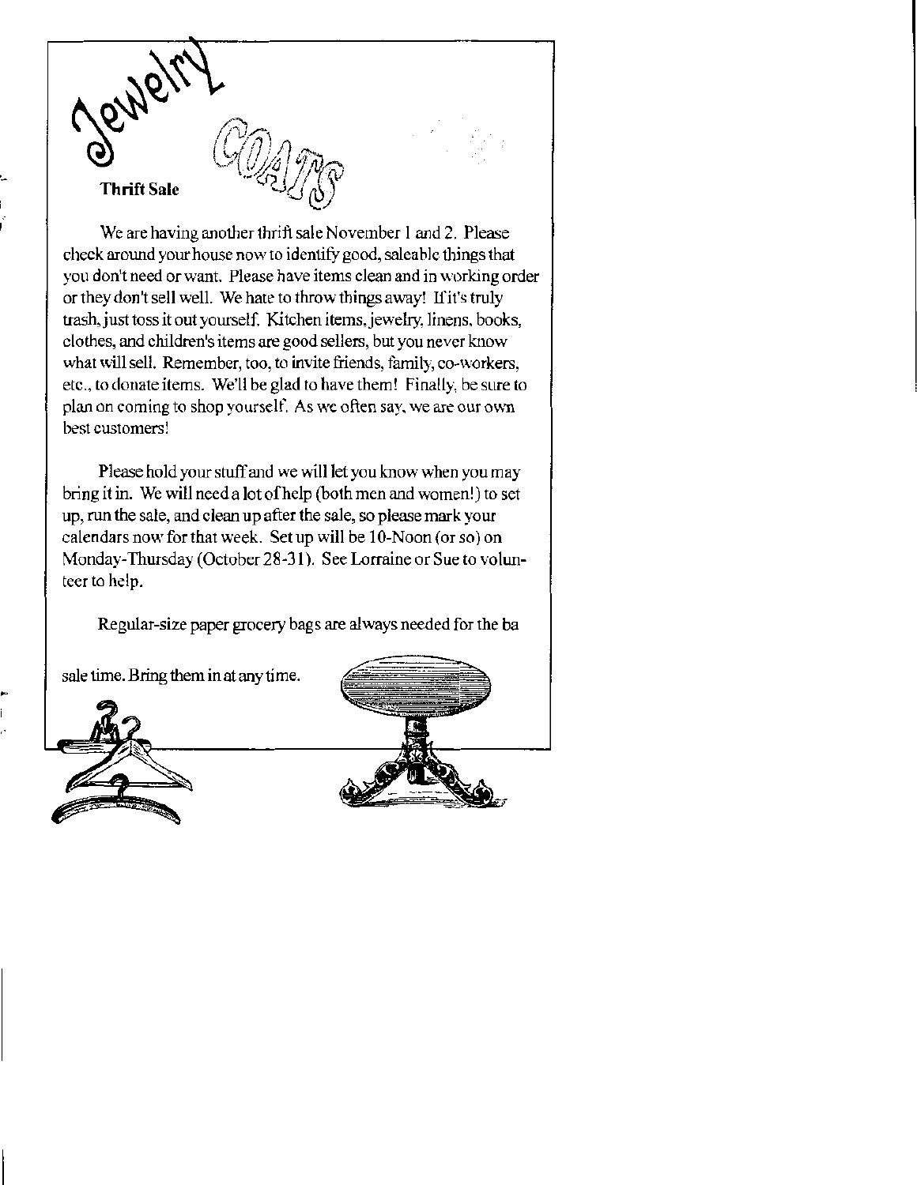Jewelry

COATS

## Thrift Sale

We are having another thrift sale November 1 and 2. Please check around your house now to identify good, saleable things that you don't need or want. Please have items clean and in working order or they don't sell well. We hate to throw things away! If it's truly trash, just toss it out yourself. Kitchen items, jewelry, linens, books, clothes, and children's items are good sellers, but you never know what will sell. Remember, too, to invite friends, family, co-workers, etc., to donate items. We'll be glad to have them! Finally, be sure to plan on coming to shop yourself. As we often say, we are our own best customers!

Please hold your stuff and we will let you know when you may bring it in. We will need a lot of help (both men and women!) to set up, run the sale, and clean up after the sale, so please mark your calendars now for that week. Set up will be 10-Noon (or so) on Monday-Thursday (October 28-31). See Lorraine or Sue to volunteer to help.

Regular-size paper grocery bags are always needed for the ba

sale time. Bring them in at any time.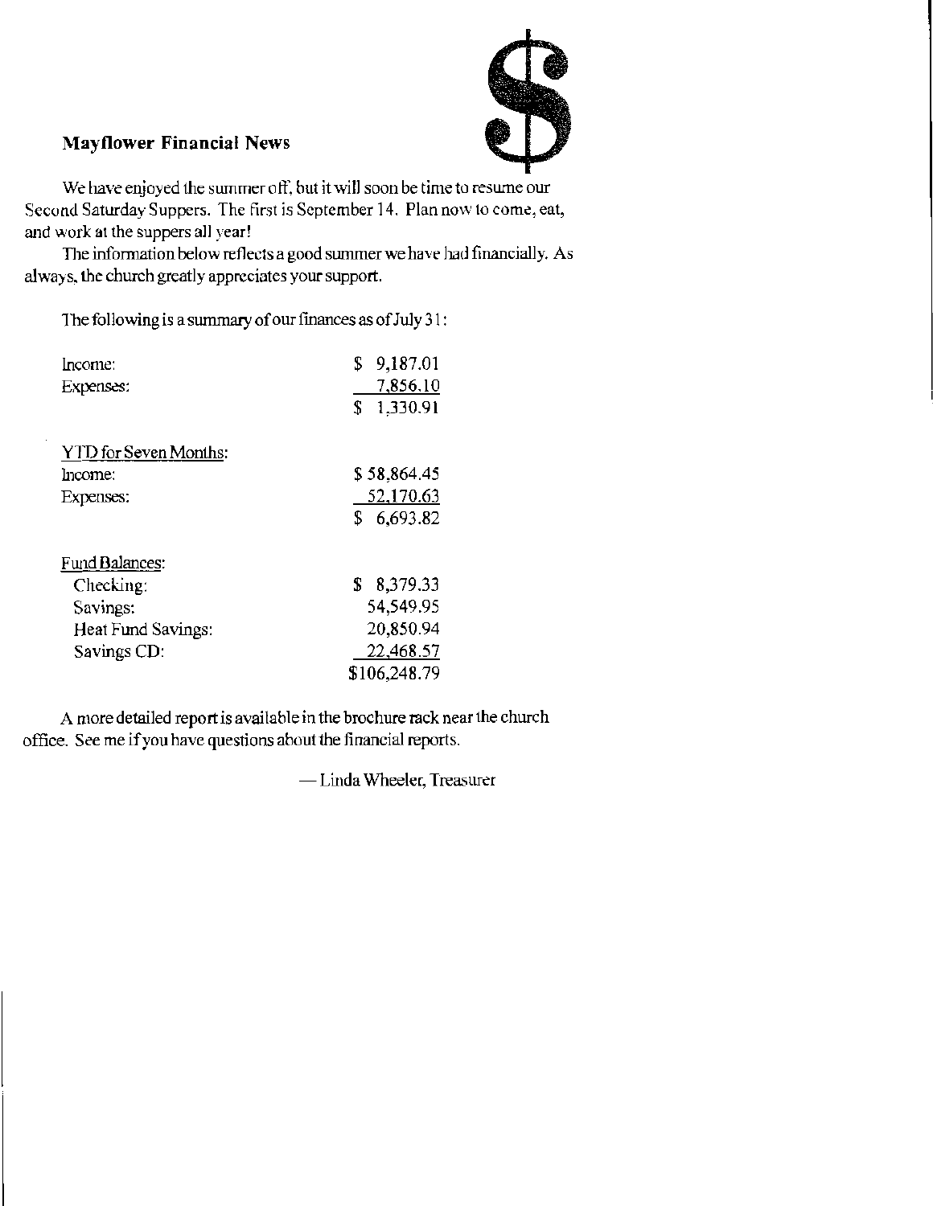## Mayflower Financial News

We have enjoyed the summer off, but it will soon be time to resume our Second Saturday Suppers. The first is September 14. Plan now to come, eat, and work at the suppers all year!

The information below reflects a good summer we have had financially. As always, the church greatly appreciates your support.

The following is a summary of our finances as of July 31:

| | |
|---|---|
| Income: | $ 9,187.01 |
| Expenses: | 7,856.10 |
| | $ 1,330.91 |
| | |
| YTD for Seven Months: | |
| Income: | $ 58,864.45 |
| Expenses: | 52,170.63 |
| | $ 6,693.82 |
| | |
| Fund Balances: | |
| Checking: | $ 8,379.33 |
| Savings: | 54,549.95 |
| Heat Fund Savings: | 20,850.94 |
| Savings CD: | 22,468.57 |
| | $106,248.79 |

A more detailed report is available in the brochure rack near the church office. See me if you have questions about the financial reports.

— Linda Wheeler, Treasurer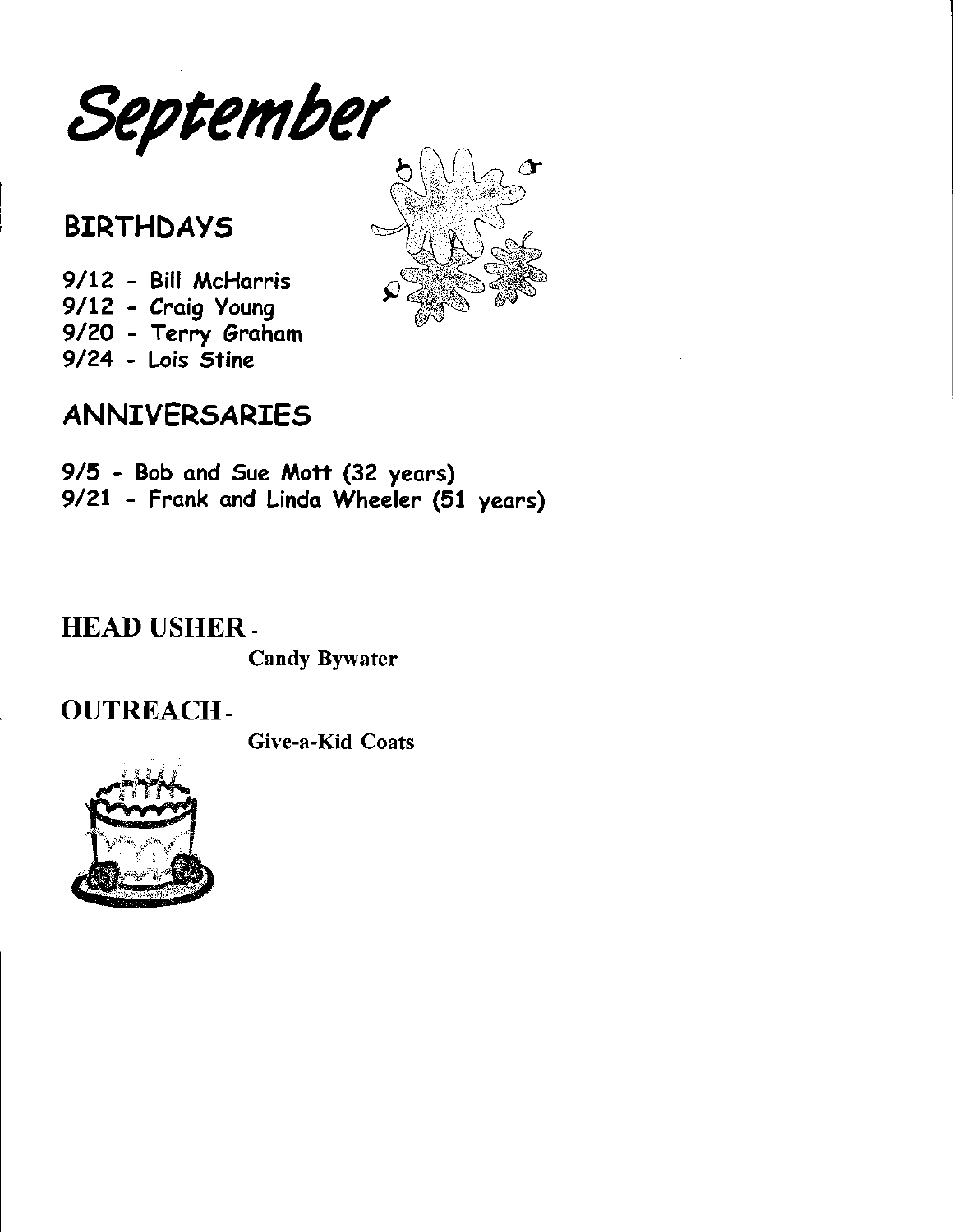# September

## BIRTHDAYS

9/12 - Bill McHarris
9/12 - Craig Young
9/20 - Terry Graham
9/24 - Lois Stine

## ANNIVERSARIES

9/5 - Bob and Sue Mott (32 years)
9/21 - Frank and Linda Wheeler (51 years)

## HEAD USHER -

**Candy Bywater**

## OUTREACH -

**Give-a-Kid Coats**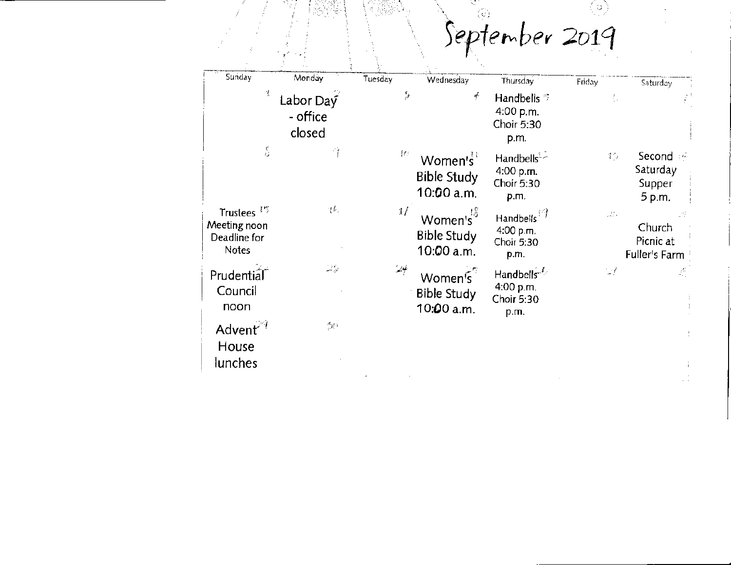# September 2019

| Sunday | Monday | Tuesday | Wednesday | Thursday | Friday | Saturday |
| --- | --- | --- | --- | --- | --- | --- |
| 1 | 2 Labor Day - office closed | 3 | 4 | 5 Handbells 4:00 p.m. Choir 5:30 p.m. | 6 | 7 |
| 8 | 9 | 10 | 11 Women's Bible Study 10:00 a.m. | 12 Handbells 4:00 p.m. Choir 5:30 p.m. | 13 | 14 Second Saturday Supper 5 p.m. |
| 15 Trustees Meeting noon Deadline for Notes | 16 | 17 | 18 Women's Bible Study 10:00 a.m. | 19 Handbells 4:00 p.m. Choir 5:30 p.m. | 20 | 21 Church Picnic at Fuller's Farm |
| 22 Prudential Council noon | 23 | 24 | 25 Women's Bible Study 10:00 a.m. | 26 Handbells 4:00 p.m. Choir 5:30 p.m. | 27 | 28 |
| 29 Advent House lunches | 30 | | | | | |